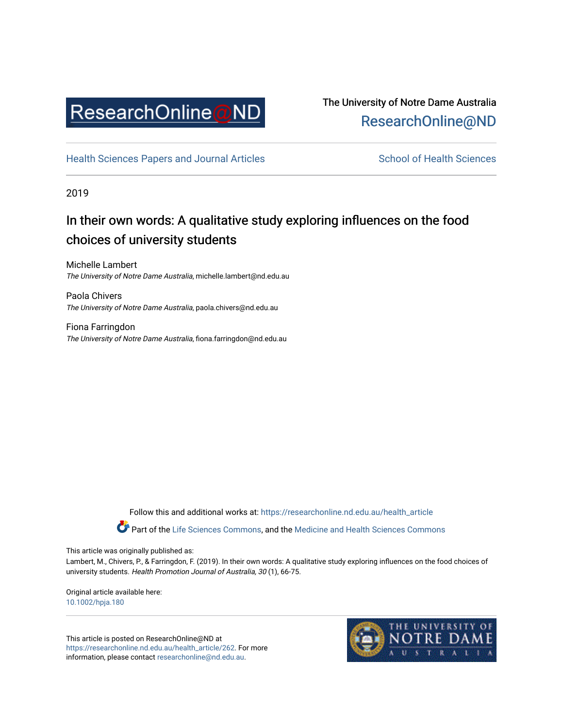ResearchOnline@ND

The University of Notre Dame Australia
ResearchOnline@ND

Health Sciences Papers and Journal Articles | School of Health Sciences

2019

# In their own words: A qualitative study exploring influences on the food choices of university students

Michelle Lambert
*The University of Notre Dame Australia*, michelle.lambert@nd.edu.au

Paola Chivers
*The University of Notre Dame Australia*, paola.chivers@nd.edu.au

Fiona Farringdon
*The University of Notre Dame Australia*, fiona.farringdon@nd.edu.au

Follow this and additional works at: https://researchonline.nd.edu.au/health_article

Part of the Life Sciences Commons, and the Medicine and Health Sciences Commons

This article was originally published as:
Lambert, M., Chivers, P., & Farringdon, F. (2019). In their own words: A qualitative study exploring influences on the food choices of university students. *Health Promotion Journal of Australia, 30* (1), 66-75.

Original article available here:
10.1002/hpja.180

This article is posted on ResearchOnline@ND at https://researchonline.nd.edu.au/health_article/262. For more information, please contact researchonline@nd.edu.au.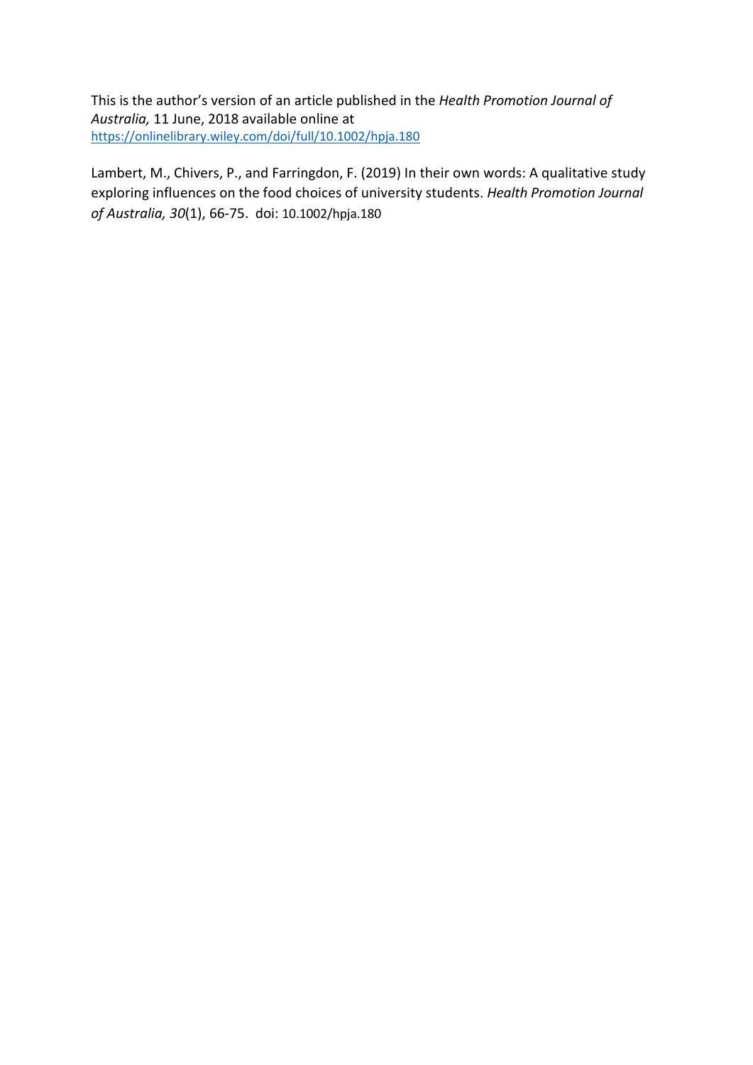This is the author's version of an article published in the *Health Promotion Journal of Australia,* 11 June, 2018 available online at
https://onlinelibrary.wiley.com/doi/full/10.1002/hpja.180

Lambert, M., Chivers, P., and Farringdon, F. (2019) In their own words: A qualitative study exploring influences on the food choices of university students. *Health Promotion Journal of Australia, 30*(1), 66-75. doi: 10.1002/hpja.180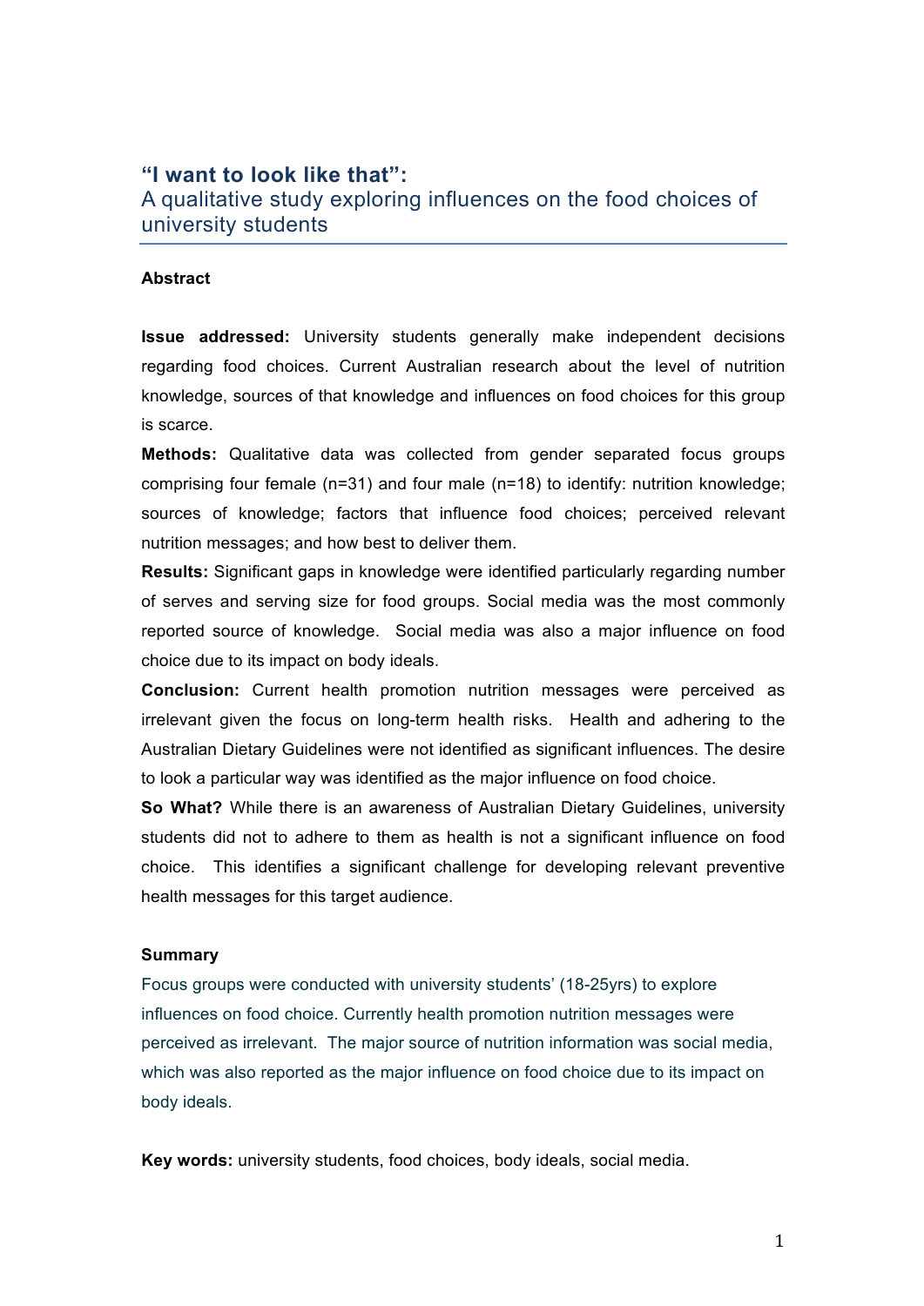# “I want to look like that”:

## A qualitative study exploring influences on the food choices of university students

### Abstract

**Issue addressed:** University students generally make independent decisions regarding food choices. Current Australian research about the level of nutrition knowledge, sources of that knowledge and influences on food choices for this group is scarce.

**Methods:** Qualitative data was collected from gender separated focus groups comprising four female (n=31) and four male (n=18) to identify: nutrition knowledge; sources of knowledge; factors that influence food choices; perceived relevant nutrition messages; and how best to deliver them.

**Results:** Significant gaps in knowledge were identified particularly regarding number of serves and serving size for food groups. Social media was the most commonly reported source of knowledge. Social media was also a major influence on food choice due to its impact on body ideals.

**Conclusion:** Current health promotion nutrition messages were perceived as irrelevant given the focus on long-term health risks. Health and adhering to the Australian Dietary Guidelines were not identified as significant influences. The desire to look a particular way was identified as the major influence on food choice.

**So What?** While there is an awareness of Australian Dietary Guidelines, university students did not to adhere to them as health is not a significant influence on food choice. This identifies a significant challenge for developing relevant preventive health messages for this target audience.

### Summary

Focus groups were conducted with university students’ (18-25yrs) to explore influences on food choice. Currently health promotion nutrition messages were perceived as irrelevant. The major source of nutrition information was social media, which was also reported as the major influence on food choice due to its impact on body ideals.

**Key words:** university students, food choices, body ideals, social media.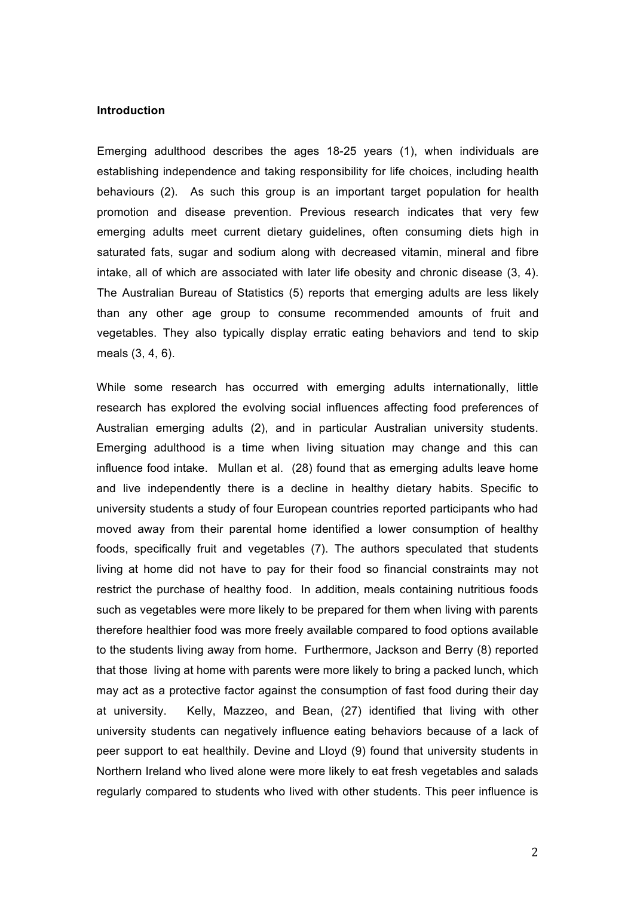### Introduction

Emerging adulthood describes the ages 18-25 years (1), when individuals are establishing independence and taking responsibility for life choices, including health behaviours (2). As such this group is an important target population for health promotion and disease prevention. Previous research indicates that very few emerging adults meet current dietary guidelines, often consuming diets high in saturated fats, sugar and sodium along with decreased vitamin, mineral and fibre intake, all of which are associated with later life obesity and chronic disease (3, 4). The Australian Bureau of Statistics (5) reports that emerging adults are less likely than any other age group to consume recommended amounts of fruit and vegetables. They also typically display erratic eating behaviors and tend to skip meals (3, 4, 6).

While some research has occurred with emerging adults internationally, little research has explored the evolving social influences affecting food preferences of Australian emerging adults (2), and in particular Australian university students. Emerging adulthood is a time when living situation may change and this can influence food intake. Mullan et al. (28) found that as emerging adults leave home and live independently there is a decline in healthy dietary habits. Specific to university students a study of four European countries reported participants who had moved away from their parental home identified a lower consumption of healthy foods, specifically fruit and vegetables (7). The authors speculated that students living at home did not have to pay for their food so financial constraints may not restrict the purchase of healthy food. In addition, meals containing nutritious foods such as vegetables were more likely to be prepared for them when living with parents therefore healthier food was more freely available compared to food options available to the students living away from home. Furthermore, Jackson and Berry (8) reported that those living at home with parents were more likely to bring a packed lunch, which may act as a protective factor against the consumption of fast food during their day at university. Kelly, Mazzeo, and Bean, (27) identified that living with other university students can negatively influence eating behaviors because of a lack of peer support to eat healthily. Devine and Lloyd (9) found that university students in Northern Ireland who lived alone were more likely to eat fresh vegetables and salads regularly compared to students who lived with other students. This peer influence is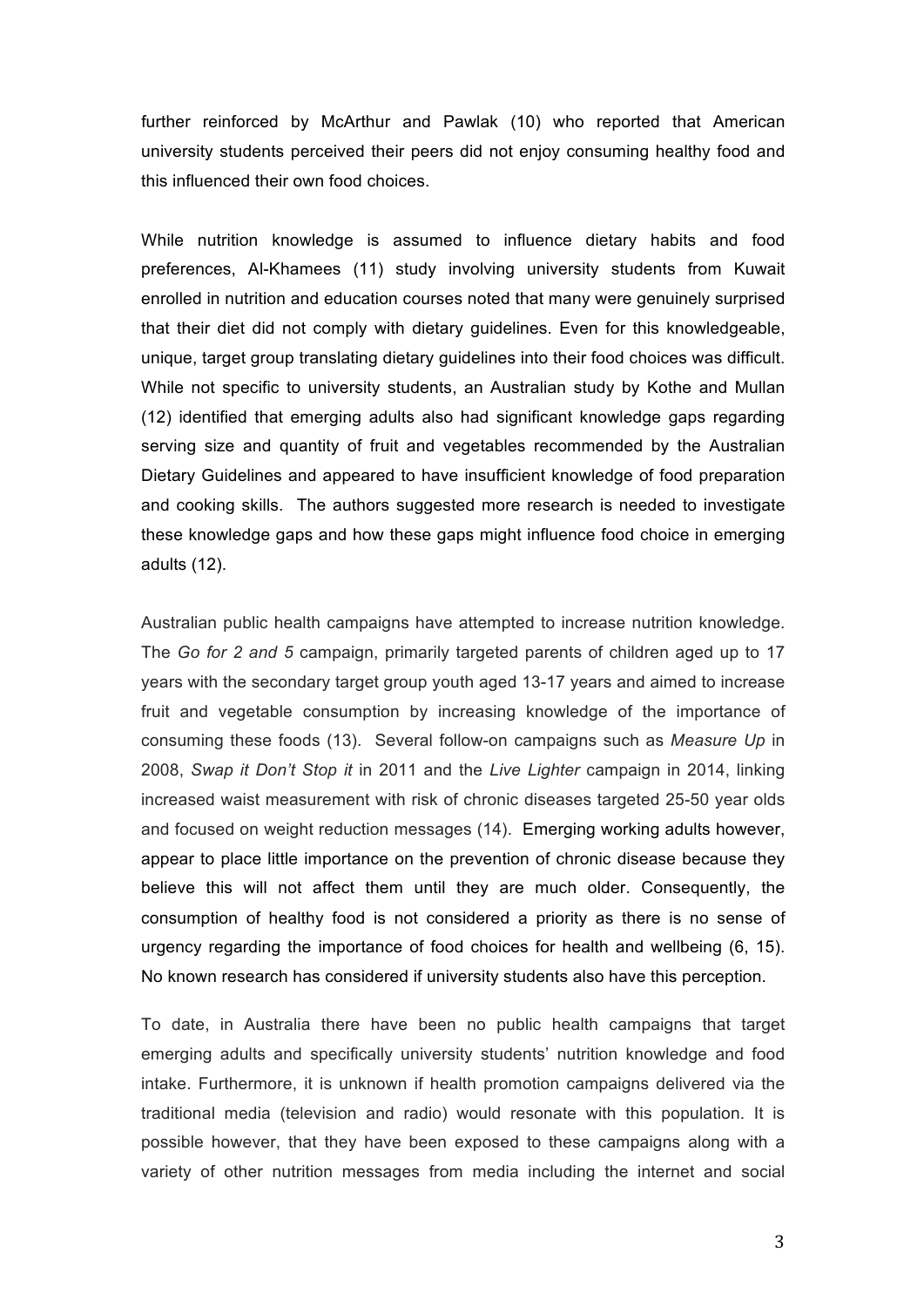further reinforced by McArthur and Pawlak (10) who reported that American university students perceived their peers did not enjoy consuming healthy food and this influenced their own food choices.

While nutrition knowledge is assumed to influence dietary habits and food preferences, Al-Khamees (11) study involving university students from Kuwait enrolled in nutrition and education courses noted that many were genuinely surprised that their diet did not comply with dietary guidelines. Even for this knowledgeable, unique, target group translating dietary guidelines into their food choices was difficult. While not specific to university students, an Australian study by Kothe and Mullan (12) identified that emerging adults also had significant knowledge gaps regarding serving size and quantity of fruit and vegetables recommended by the Australian Dietary Guidelines and appeared to have insufficient knowledge of food preparation and cooking skills. The authors suggested more research is needed to investigate these knowledge gaps and how these gaps might influence food choice in emerging adults (12).

Australian public health campaigns have attempted to increase nutrition knowledge. The *Go for 2 and 5* campaign, primarily targeted parents of children aged up to 17 years with the secondary target group youth aged 13-17 years and aimed to increase fruit and vegetable consumption by increasing knowledge of the importance of consuming these foods (13). Several follow-on campaigns such as *Measure Up* in 2008, *Swap it Don't Stop it* in 2011 and the *Live Lighter* campaign in 2014, linking increased waist measurement with risk of chronic diseases targeted 25-50 year olds and focused on weight reduction messages (14). Emerging working adults however, appear to place little importance on the prevention of chronic disease because they believe this will not affect them until they are much older. Consequently, the consumption of healthy food is not considered a priority as there is no sense of urgency regarding the importance of food choices for health and wellbeing (6, 15). No known research has considered if university students also have this perception.

To date, in Australia there have been no public health campaigns that target emerging adults and specifically university students' nutrition knowledge and food intake. Furthermore, it is unknown if health promotion campaigns delivered via the traditional media (television and radio) would resonate with this population. It is possible however, that they have been exposed to these campaigns along with a variety of other nutrition messages from media including the internet and social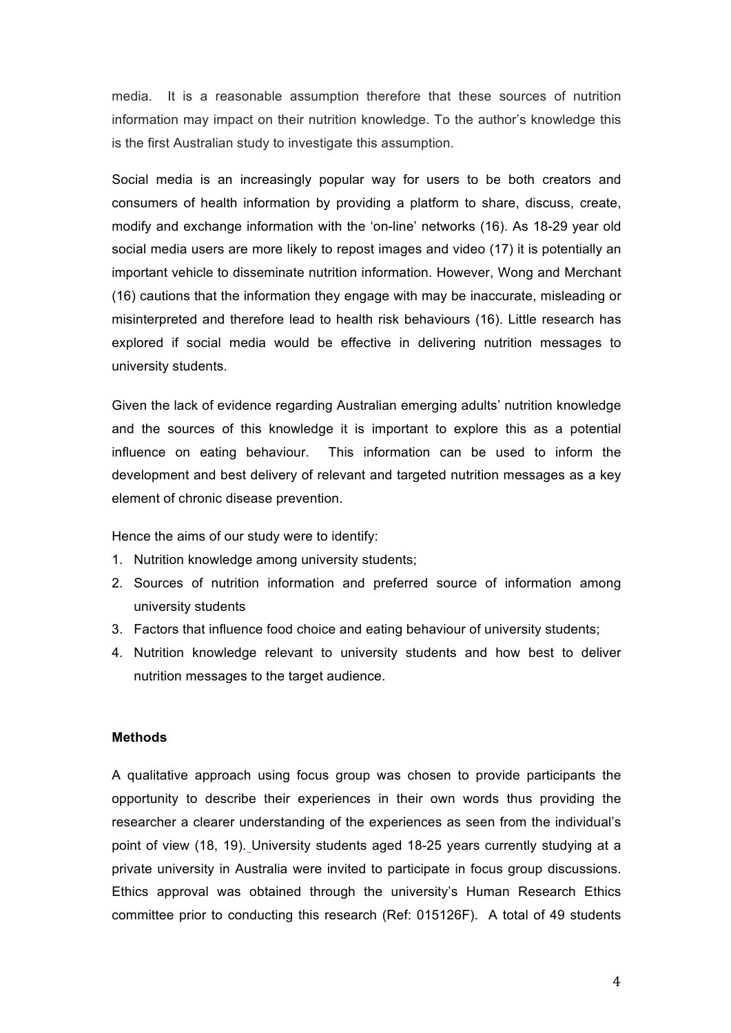media. It is a reasonable assumption therefore that these sources of nutrition information may impact on their nutrition knowledge. To the author's knowledge this is the first Australian study to investigate this assumption.

Social media is an increasingly popular way for users to be both creators and consumers of health information by providing a platform to share, discuss, create, modify and exchange information with the 'on-line' networks (16). As 18-29 year old social media users are more likely to repost images and video (17) it is potentially an important vehicle to disseminate nutrition information. However, Wong and Merchant (16) cautions that the information they engage with may be inaccurate, misleading or misinterpreted and therefore lead to health risk behaviours (16). Little research has explored if social media would be effective in delivering nutrition messages to university students.

Given the lack of evidence regarding Australian emerging adults' nutrition knowledge and the sources of this knowledge it is important to explore this as a potential influence on eating behaviour. This information can be used to inform the development and best delivery of relevant and targeted nutrition messages as a key element of chronic disease prevention.

Hence the aims of our study were to identify:

1. Nutrition knowledge among university students;
2. Sources of nutrition information and preferred source of information among university students
3. Factors that influence food choice and eating behaviour of university students;
4. Nutrition knowledge relevant to university students and how best to deliver nutrition messages to the target audience.

**Methods**

A qualitative approach using focus group was chosen to provide participants the opportunity to describe their experiences in their own words thus providing the researcher a clearer understanding of the experiences as seen from the individual's point of view (18, 19). University students aged 18-25 years currently studying at a private university in Australia were invited to participate in focus group discussions. Ethics approval was obtained through the university's Human Research Ethics committee prior to conducting this research (Ref: 015126F). A total of 49 students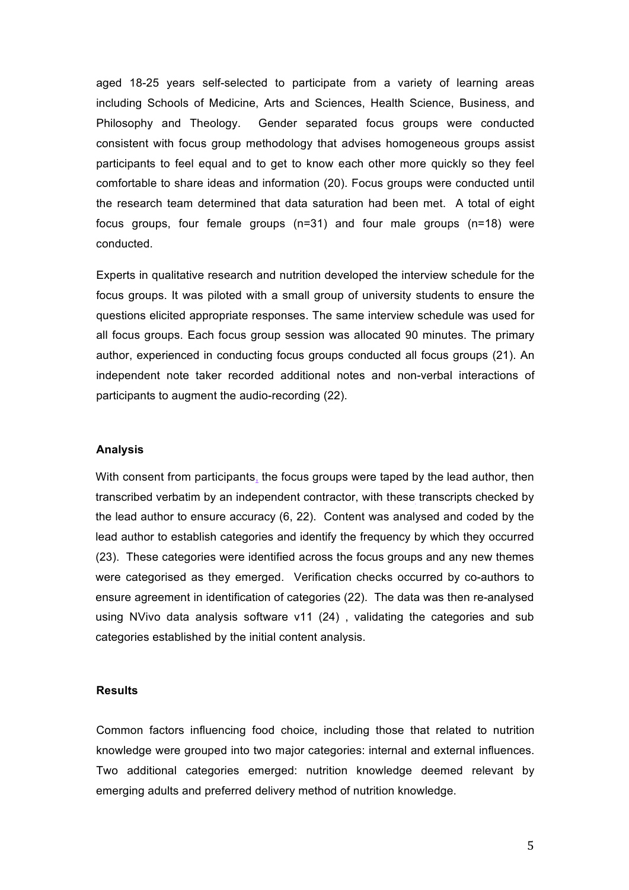aged 18-25 years self-selected to participate from a variety of learning areas including Schools of Medicine, Arts and Sciences, Health Science, Business, and Philosophy and Theology. Gender separated focus groups were conducted consistent with focus group methodology that advises homogeneous groups assist participants to feel equal and to get to know each other more quickly so they feel comfortable to share ideas and information (20). Focus groups were conducted until the research team determined that data saturation had been met. A total of eight focus groups, four female groups (n=31) and four male groups (n=18) were conducted.

Experts in qualitative research and nutrition developed the interview schedule for the focus groups. It was piloted with a small group of university students to ensure the questions elicited appropriate responses. The same interview schedule was used for all focus groups. Each focus group session was allocated 90 minutes. The primary author, experienced in conducting focus groups conducted all focus groups (21). An independent note taker recorded additional notes and non-verbal interactions of participants to augment the audio-recording (22).

### Analysis

With consent from participants, the focus groups were taped by the lead author, then transcribed verbatim by an independent contractor, with these transcripts checked by the lead author to ensure accuracy (6, 22). Content was analysed and coded by the lead author to establish categories and identify the frequency by which they occurred (23). These categories were identified across the focus groups and any new themes were categorised as they emerged. Verification checks occurred by co-authors to ensure agreement in identification of categories (22). The data was then re-analysed using NVivo data analysis software v11 (24) , validating the categories and sub categories established by the initial content analysis.

### Results

Common factors influencing food choice, including those that related to nutrition knowledge were grouped into two major categories: internal and external influences. Two additional categories emerged: nutrition knowledge deemed relevant by emerging adults and preferred delivery method of nutrition knowledge.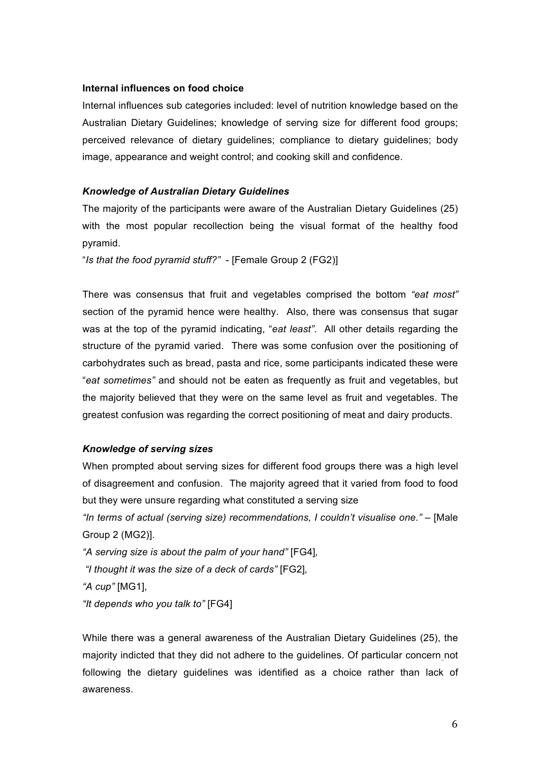**Internal influences on food choice**

Internal influences sub categories included: level of nutrition knowledge based on the Australian Dietary Guidelines; knowledge of serving size for different food groups; perceived relevance of dietary guidelines; compliance to dietary guidelines; body image, appearance and weight control; and cooking skill and confidence.

***Knowledge of Australian Dietary Guidelines***

The majority of the participants were aware of the Australian Dietary Guidelines (25) with the most popular recollection being the visual format of the healthy food pyramid.

"*Is that the food pyramid stuff?"* - [Female Group 2 (FG2)]

There was consensus that fruit and vegetables comprised the bottom *"eat most"* section of the pyramid hence were healthy. Also, there was consensus that sugar was at the top of the pyramid indicating, "*eat least"*. All other details regarding the structure of the pyramid varied. There was some confusion over the positioning of carbohydrates such as bread, pasta and rice, some participants indicated these were "*eat sometimes"* and should not be eaten as frequently as fruit and vegetables, but the majority believed that they were on the same level as fruit and vegetables. The greatest confusion was regarding the correct positioning of meat and dairy products.

***Knowledge of serving sizes***

When prompted about serving sizes for different food groups there was a high level of disagreement and confusion. The majority agreed that it varied from food to food but they were unsure regarding what constituted a serving size

*"In terms of actual (serving size) recommendations, I couldn't visualise one."* – [Male Group 2 (MG2)].

*"A serving size is about the palm of your hand"* [FG4],

*"I thought it was the size of a deck of cards"* [FG2],

*"A cup"* [MG1],

*"It depends who you talk to"* [FG4]

While there was a general awareness of the Australian Dietary Guidelines (25), the majority indicted that they did not adhere to the guidelines. Of particular concern not following the dietary guidelines was identified as a choice rather than lack of awareness.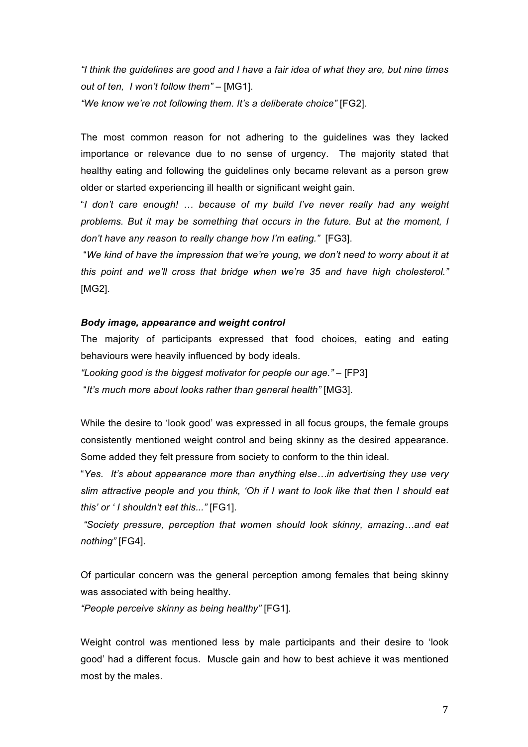*"I think the guidelines are good and I have a fair idea of what they are, but nine times out of ten, I won't follow them"* – [MG1].

*"We know we're not following them. It's a deliberate choice"* [FG2].

The most common reason for not adhering to the guidelines was they lacked importance or relevance due to no sense of urgency. The majority stated that healthy eating and following the guidelines only became relevant as a person grew older or started experiencing ill health or significant weight gain.

"*I don't care enough! … because of my build I've never really had any weight problems. But it may be something that occurs in the future. But at the moment, I don't have any reason to really change how I'm eating."* [FG3].

"*We kind of have the impression that we're young, we don't need to worry about it at this point and we'll cross that bridge when we're 35 and have high cholesterol."* [MG2].

***Body image, appearance and weight control***

The majority of participants expressed that food choices, eating and eating behaviours were heavily influenced by body ideals.

*"Looking good is the biggest motivator for people our age."* – [FP3]

"*It's much more about looks rather than general health"* [MG3].

While the desire to 'look good' was expressed in all focus groups, the female groups consistently mentioned weight control and being skinny as the desired appearance. Some added they felt pressure from society to conform to the thin ideal.

"*Yes. It's about appearance more than anything else…in advertising they use very slim attractive people and you think, 'Oh if I want to look like that then I should eat this' or ' I shouldn't eat this..."* [FG1].

*"Society pressure, perception that women should look skinny, amazing…and eat nothing"* [FG4].

Of particular concern was the general perception among females that being skinny was associated with being healthy.

*"People perceive skinny as being healthy"* [FG1].

Weight control was mentioned less by male participants and their desire to 'look good' had a different focus. Muscle gain and how to best achieve it was mentioned most by the males.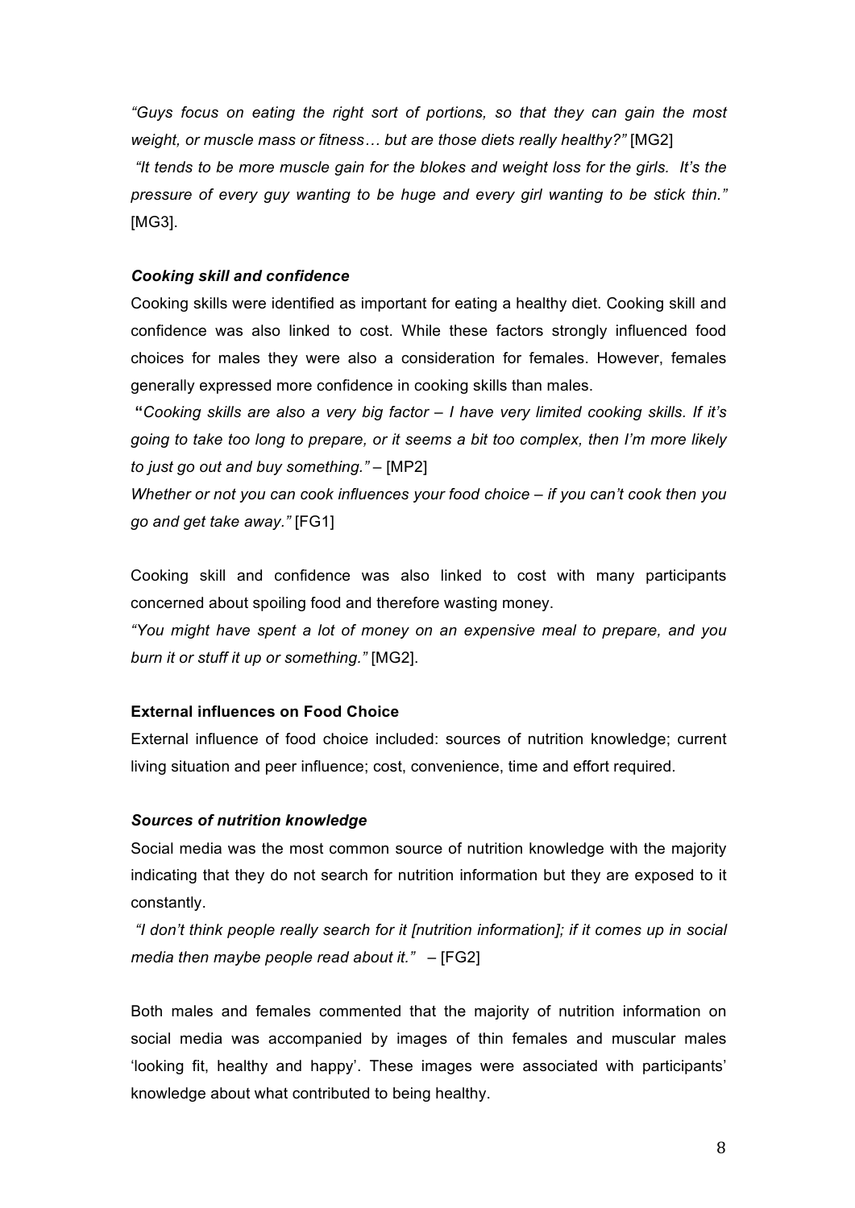*"Guys focus on eating the right sort of portions, so that they can gain the most weight, or muscle mass or fitness… but are those diets really healthy?"* [MG2]

*"It tends to be more muscle gain for the blokes and weight loss for the girls. It's the pressure of every guy wanting to be huge and every girl wanting to be stick thin."* [MG3].

### ***Cooking skill and confidence***

Cooking skills were identified as important for eating a healthy diet. Cooking skill and confidence was also linked to cost. While these factors strongly influenced food choices for males they were also a consideration for females. However, females generally expressed more confidence in cooking skills than males.

**"***Cooking skills are also a very big factor – I have very limited cooking skills. If it's going to take too long to prepare, or it seems a bit too complex, then I'm more likely to just go out and buy something."* – [MP2]

*Whether or not you can cook influences your food choice – if you can't cook then you go and get take away."* [FG1]

Cooking skill and confidence was also linked to cost with many participants concerned about spoiling food and therefore wasting money.

*"You might have spent a lot of money on an expensive meal to prepare, and you burn it or stuff it up or something."* [MG2].

## **External influences on Food Choice**

External influence of food choice included: sources of nutrition knowledge; current living situation and peer influence; cost, convenience, time and effort required.

### ***Sources of nutrition knowledge***

Social media was the most common source of nutrition knowledge with the majority indicating that they do not search for nutrition information but they are exposed to it constantly.

*"I don't think people really search for it [nutrition information]; if it comes up in social media then maybe people read about it."* – [FG2]

Both males and females commented that the majority of nutrition information on social media was accompanied by images of thin females and muscular males 'looking fit, healthy and happy'. These images were associated with participants' knowledge about what contributed to being healthy.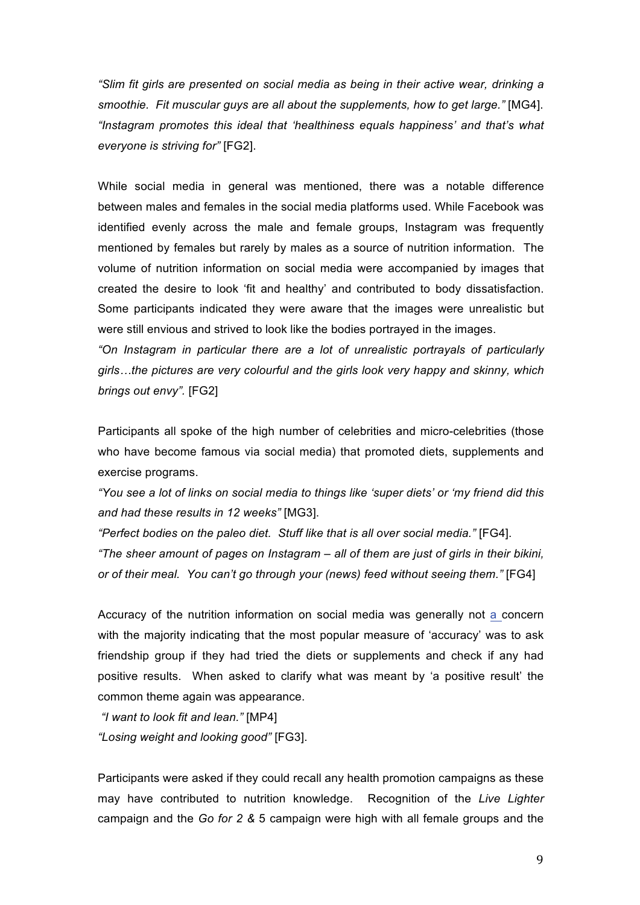*"Slim fit girls are presented on social media as being in their active wear, drinking a smoothie. Fit muscular guys are all about the supplements, how to get large."* [MG4]. *"Instagram promotes this ideal that 'healthiness equals happiness' and that's what everyone is striving for"* [FG2].

While social media in general was mentioned, there was a notable difference between males and females in the social media platforms used. While Facebook was identified evenly across the male and female groups, Instagram was frequently mentioned by females but rarely by males as a source of nutrition information. The volume of nutrition information on social media were accompanied by images that created the desire to look 'fit and healthy' and contributed to body dissatisfaction. Some participants indicated they were aware that the images were unrealistic but were still envious and strived to look like the bodies portrayed in the images.

*"On Instagram in particular there are a lot of unrealistic portrayals of particularly girls…the pictures are very colourful and the girls look very happy and skinny, which brings out envy".* [FG2]

Participants all spoke of the high number of celebrities and micro-celebrities (those who have become famous via social media) that promoted diets, supplements and exercise programs.

*"You see a lot of links on social media to things like 'super diets' or 'my friend did this and had these results in 12 weeks"* [MG3].

*"Perfect bodies on the paleo diet. Stuff like that is all over social media."* [FG4].

*"The sheer amount of pages on Instagram – all of them are just of girls in their bikini, or of their meal. You can't go through your (news) feed without seeing them."* [FG4]

Accuracy of the nutrition information on social media was generally not a concern with the majority indicating that the most popular measure of 'accuracy' was to ask friendship group if they had tried the diets or supplements and check if any had positive results. When asked to clarify what was meant by 'a positive result' the common theme again was appearance.

*"I want to look fit and lean."* [MP4]

*"Losing weight and looking good"* [FG3].

Participants were asked if they could recall any health promotion campaigns as these may have contributed to nutrition knowledge. Recognition of the *Live Lighter* campaign and the *Go for 2 &* 5 campaign were high with all female groups and the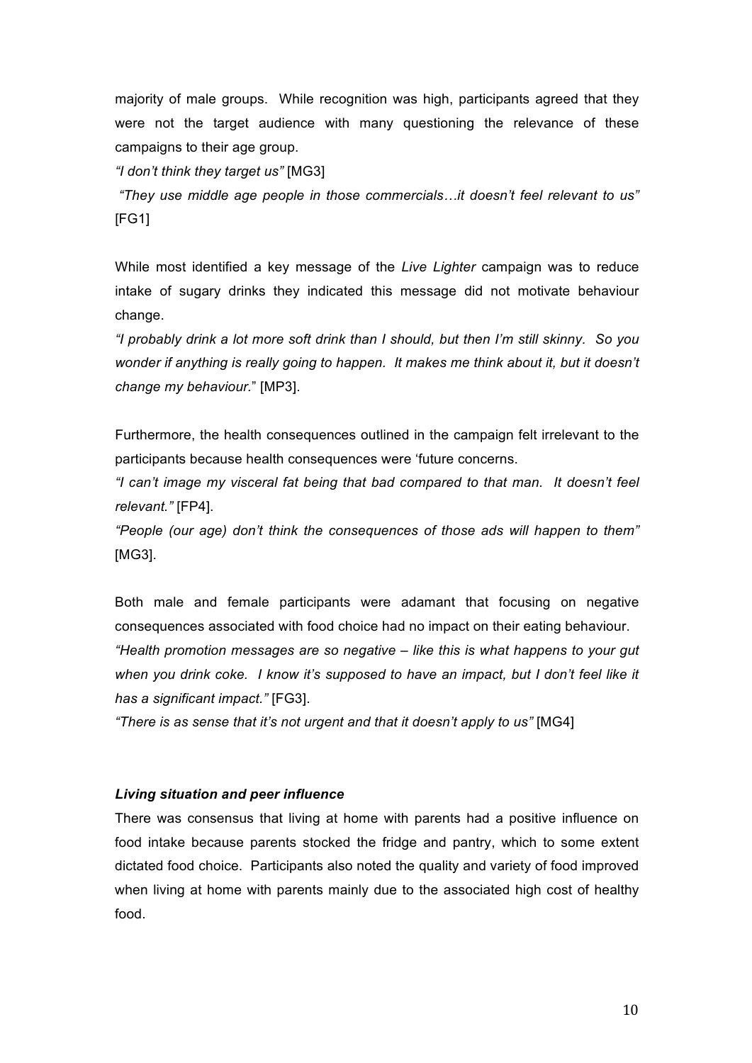majority of male groups. While recognition was high, participants agreed that they were not the target audience with many questioning the relevance of these campaigns to their age group.

*"I don't think they target us"* [MG3]

*"They use middle age people in those commercials…it doesn't feel relevant to us"* [FG1]

While most identified a key message of the *Live Lighter* campaign was to reduce intake of sugary drinks they indicated this message did not motivate behaviour change.

*"I probably drink a lot more soft drink than I should, but then I'm still skinny. So you wonder if anything is really going to happen. It makes me think about it, but it doesn't change my behaviour.*" [MP3].

Furthermore, the health consequences outlined in the campaign felt irrelevant to the participants because health consequences were 'future concerns.

*"I can't image my visceral fat being that bad compared to that man. It doesn't feel relevant."* [FP4].

*"People (our age) don't think the consequences of those ads will happen to them"* [MG3].

Both male and female participants were adamant that focusing on negative consequences associated with food choice had no impact on their eating behaviour.

*"Health promotion messages are so negative – like this is what happens to your gut when you drink coke. I know it's supposed to have an impact, but I don't feel like it has a significant impact."* [FG3].

*"There is as sense that it's not urgent and that it doesn't apply to us"* [MG4]

### *Living situation and peer influence*

There was consensus that living at home with parents had a positive influence on food intake because parents stocked the fridge and pantry, which to some extent dictated food choice. Participants also noted the quality and variety of food improved when living at home with parents mainly due to the associated high cost of healthy food.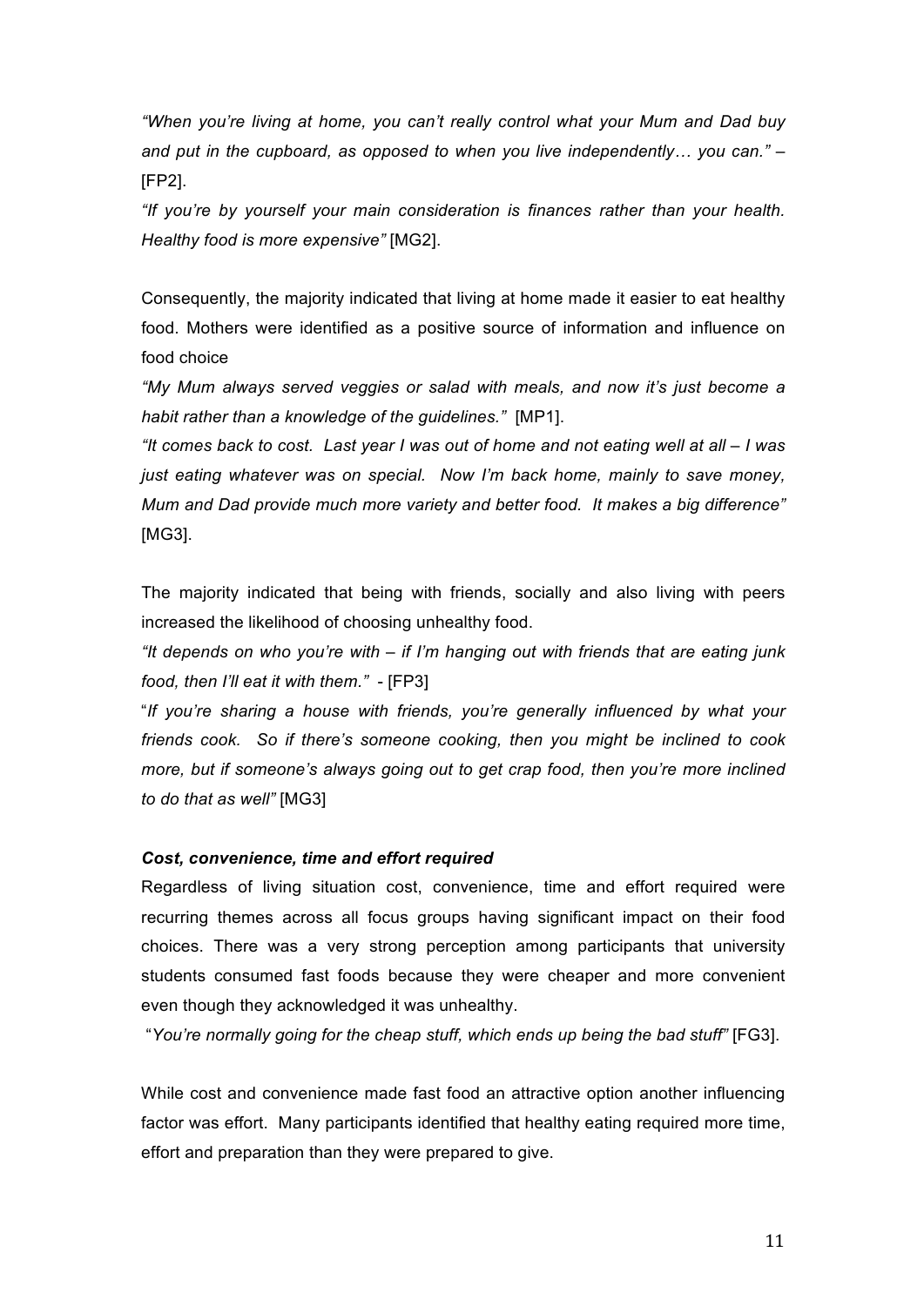*“When you’re living at home, you can’t really control what your Mum and Dad buy and put in the cupboard, as opposed to when you live independently… you can.”* – [FP2].

*“If you’re by yourself your main consideration is finances rather than your health. Healthy food is more expensive”* [MG2].

Consequently, the majority indicated that living at home made it easier to eat healthy food. Mothers were identified as a positive source of information and influence on food choice

*“My Mum always served veggies or salad with meals, and now it’s just become a habit rather than a knowledge of the guidelines.”* [MP1].

*“It comes back to cost. Last year I was out of home and not eating well at all – I was just eating whatever was on special. Now I’m back home, mainly to save money, Mum and Dad provide much more variety and better food. It makes a big difference”* [MG3].

The majority indicated that being with friends, socially and also living with peers increased the likelihood of choosing unhealthy food.

*“It depends on who you’re with – if I’m hanging out with friends that are eating junk food, then I’ll eat it with them.”* - [FP3]

“*If you’re sharing a house with friends, you’re generally influenced by what your friends cook. So if there’s someone cooking, then you might be inclined to cook more, but if someone’s always going out to get crap food, then you’re more inclined to do that as well”* [MG3]

***Cost, convenience, time and effort required***

Regardless of living situation cost, convenience, time and effort required were recurring themes across all focus groups having significant impact on their food choices. There was a very strong perception among participants that university students consumed fast foods because they were cheaper and more convenient even though they acknowledged it was unhealthy.

“*You’re normally going for the cheap stuff, which ends up being the bad stuff”* [FG3].

While cost and convenience made fast food an attractive option another influencing factor was effort. Many participants identified that healthy eating required more time, effort and preparation than they were prepared to give.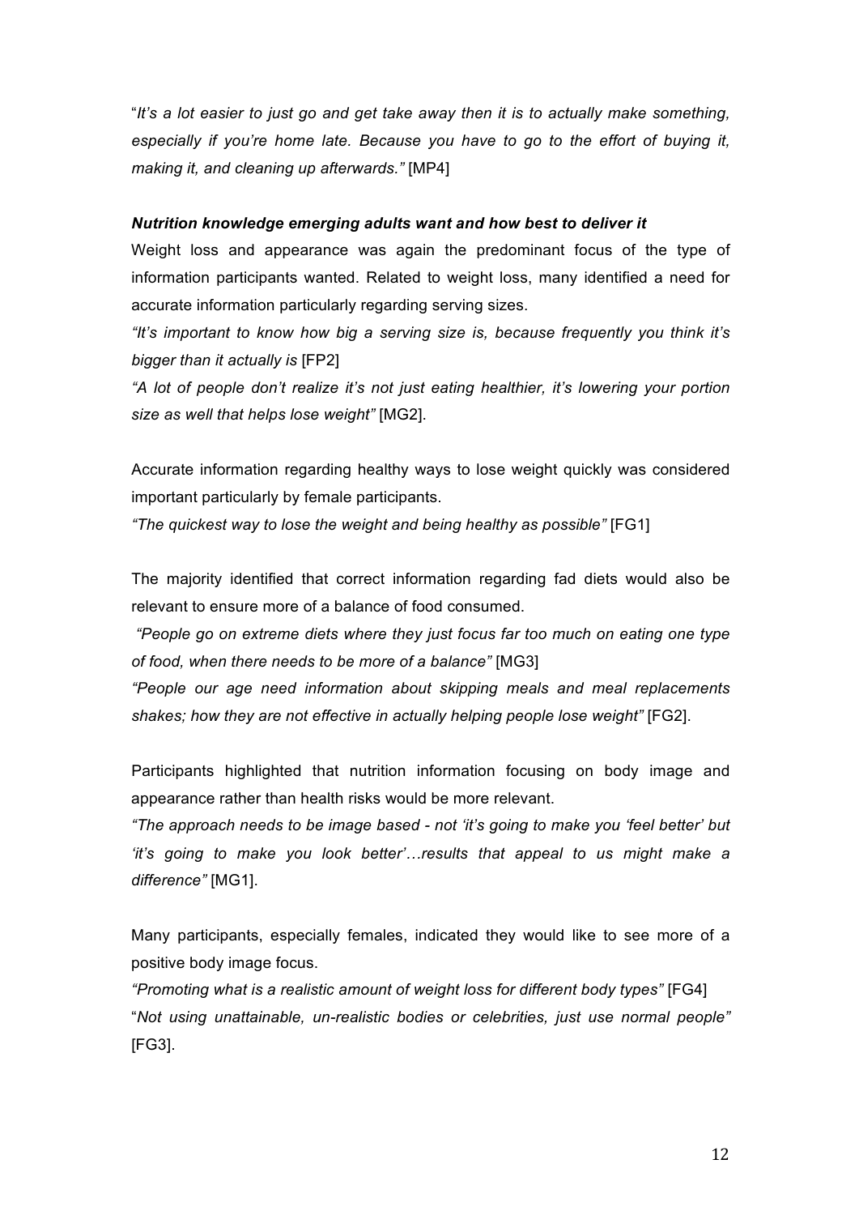"*It's a lot easier to just go and get take away then it is to actually make something, especially if you're home late. Because you have to go to the effort of buying it, making it, and cleaning up afterwards."* [MP4]

***Nutrition knowledge emerging adults want and how best to deliver it***

Weight loss and appearance was again the predominant focus of the type of information participants wanted. Related to weight loss, many identified a need for accurate information particularly regarding serving sizes.

*"It's important to know how big a serving size is, because frequently you think it's bigger than it actually is* [FP2]

*"A lot of people don't realize it's not just eating healthier, it's lowering your portion size as well that helps lose weight"* [MG2].

Accurate information regarding healthy ways to lose weight quickly was considered important particularly by female participants.

*"The quickest way to lose the weight and being healthy as possible"* [FG1]

The majority identified that correct information regarding fad diets would also be relevant to ensure more of a balance of food consumed.

*"People go on extreme diets where they just focus far too much on eating one type of food, when there needs to be more of a balance"* [MG3]

*"People our age need information about skipping meals and meal replacements shakes; how they are not effective in actually helping people lose weight"* [FG2].

Participants highlighted that nutrition information focusing on body image and appearance rather than health risks would be more relevant.

*"The approach needs to be image based - not 'it's going to make you 'feel better' but 'it's going to make you look better'…results that appeal to us might make a difference"* [MG1].

Many participants, especially females, indicated they would like to see more of a positive body image focus.

*"Promoting what is a realistic amount of weight loss for different body types"* [FG4]

"*Not using unattainable, un-realistic bodies or celebrities, just use normal people"* [FG3].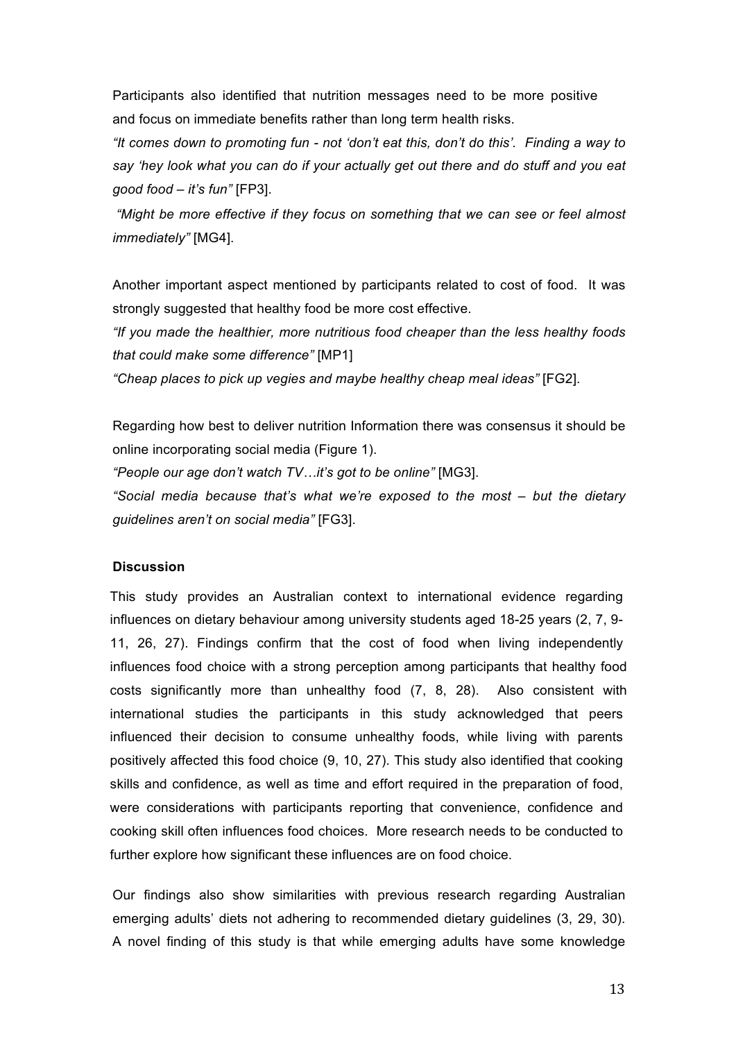Participants also identified that nutrition messages need to be more positive and focus on immediate benefits rather than long term health risks.

*"It comes down to promoting fun - not 'don't eat this, don't do this'. Finding a way to say 'hey look what you can do if your actually get out there and do stuff and you eat good food – it's fun"* [FP3].

*"Might be more effective if they focus on something that we can see or feel almost immediately"* [MG4].

Another important aspect mentioned by participants related to cost of food. It was strongly suggested that healthy food be more cost effective.

*"If you made the healthier, more nutritious food cheaper than the less healthy foods that could make some difference"* [MP1]

*"Cheap places to pick up vegies and maybe healthy cheap meal ideas"* [FG2].

Regarding how best to deliver nutrition Information there was consensus it should be online incorporating social media (Figure 1).

*"People our age don't watch TV…it's got to be online"* [MG3].

*"Social media because that's what we're exposed to the most – but the dietary guidelines aren't on social media"* [FG3].

**Discussion**

This study provides an Australian context to international evidence regarding influences on dietary behaviour among university students aged 18-25 years (2, 7, 9-11, 26, 27). Findings confirm that the cost of food when living independently influences food choice with a strong perception among participants that healthy food costs significantly more than unhealthy food (7, 8, 28). Also consistent with international studies the participants in this study acknowledged that peers influenced their decision to consume unhealthy foods, while living with parents positively affected this food choice (9, 10, 27). This study also identified that cooking skills and confidence, as well as time and effort required in the preparation of food, were considerations with participants reporting that convenience, confidence and cooking skill often influences food choices. More research needs to be conducted to further explore how significant these influences are on food choice.

Our findings also show similarities with previous research regarding Australian emerging adults' diets not adhering to recommended dietary guidelines (3, 29, 30). A novel finding of this study is that while emerging adults have some knowledge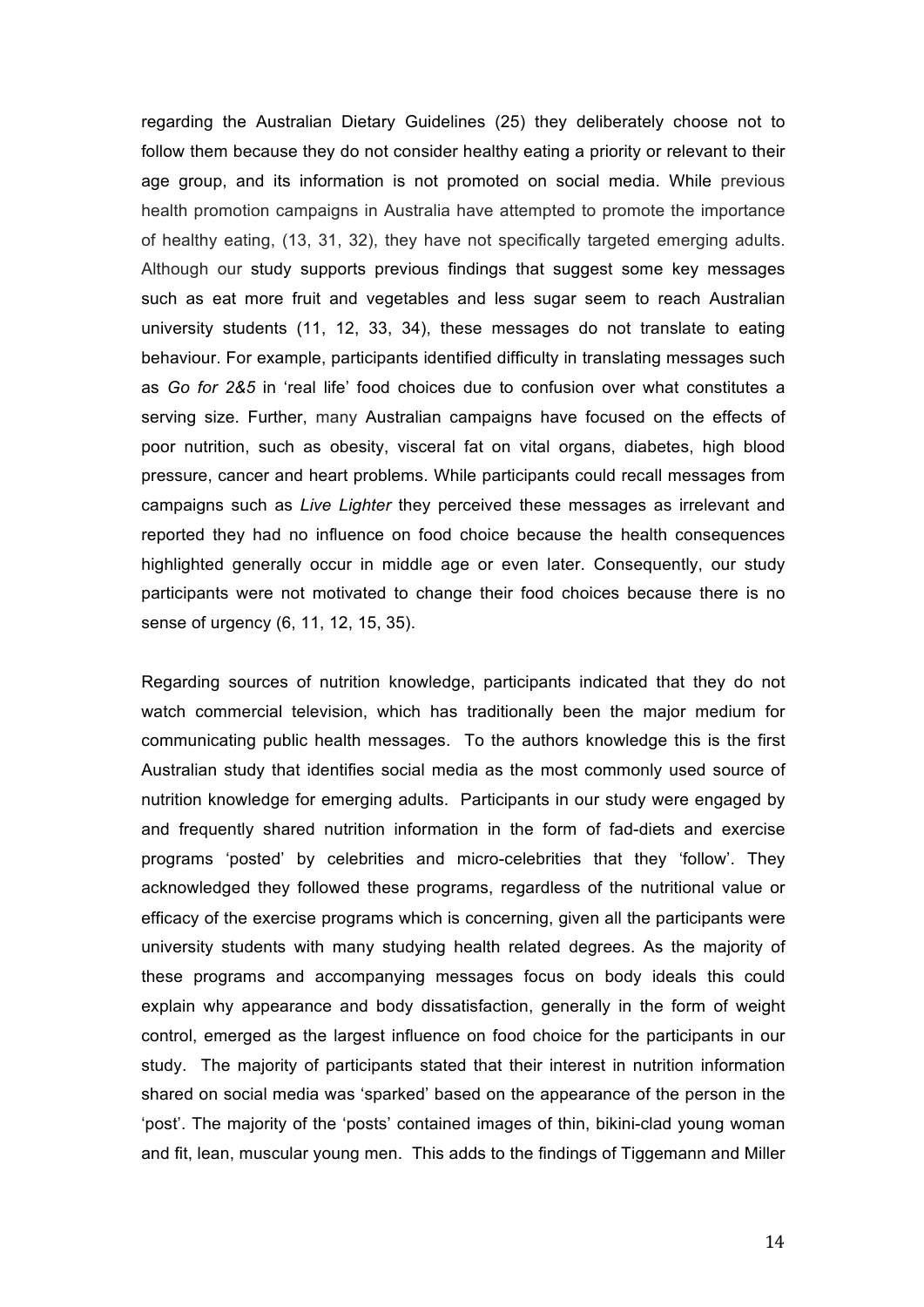regarding the Australian Dietary Guidelines (25) they deliberately choose not to follow them because they do not consider healthy eating a priority or relevant to their age group, and its information is not promoted on social media. While previous health promotion campaigns in Australia have attempted to promote the importance of healthy eating, (13, 31, 32), they have not specifically targeted emerging adults. Although our study supports previous findings that suggest some key messages such as eat more fruit and vegetables and less sugar seem to reach Australian university students (11, 12, 33, 34), these messages do not translate to eating behaviour. For example, participants identified difficulty in translating messages such as *Go for 2&5* in 'real life' food choices due to confusion over what constitutes a serving size. Further, many Australian campaigns have focused on the effects of poor nutrition, such as obesity, visceral fat on vital organs, diabetes, high blood pressure, cancer and heart problems. While participants could recall messages from campaigns such as *Live Lighter* they perceived these messages as irrelevant and reported they had no influence on food choice because the health consequences highlighted generally occur in middle age or even later. Consequently, our study participants were not motivated to change their food choices because there is no sense of urgency (6, 11, 12, 15, 35).

Regarding sources of nutrition knowledge, participants indicated that they do not watch commercial television, which has traditionally been the major medium for communicating public health messages. To the authors knowledge this is the first Australian study that identifies social media as the most commonly used source of nutrition knowledge for emerging adults. Participants in our study were engaged by and frequently shared nutrition information in the form of fad-diets and exercise programs 'posted' by celebrities and micro-celebrities that they 'follow'. They acknowledged they followed these programs, regardless of the nutritional value or efficacy of the exercise programs which is concerning, given all the participants were university students with many studying health related degrees. As the majority of these programs and accompanying messages focus on body ideals this could explain why appearance and body dissatisfaction, generally in the form of weight control, emerged as the largest influence on food choice for the participants in our study. The majority of participants stated that their interest in nutrition information shared on social media was 'sparked' based on the appearance of the person in the 'post'. The majority of the 'posts' contained images of thin, bikini-clad young woman and fit, lean, muscular young men. This adds to the findings of Tiggemann and Miller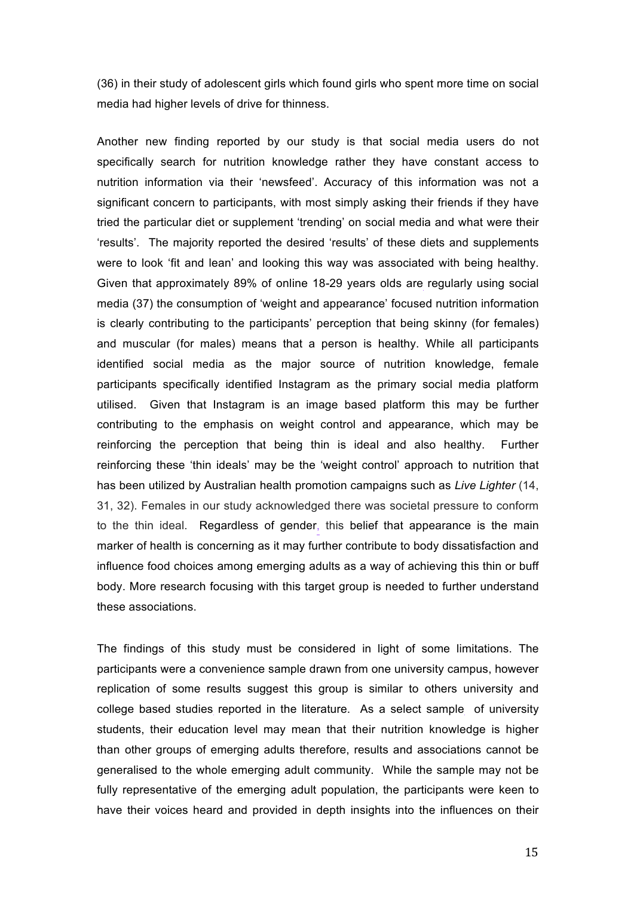(36) in their study of adolescent girls which found girls who spent more time on social media had higher levels of drive for thinness.

Another new finding reported by our study is that social media users do not specifically search for nutrition knowledge rather they have constant access to nutrition information via their 'newsfeed'. Accuracy of this information was not a significant concern to participants, with most simply asking their friends if they have tried the particular diet or supplement 'trending' on social media and what were their 'results'. The majority reported the desired 'results' of these diets and supplements were to look 'fit and lean' and looking this way was associated with being healthy. Given that approximately 89% of online 18-29 years olds are regularly using social media (37) the consumption of 'weight and appearance' focused nutrition information is clearly contributing to the participants' perception that being skinny (for females) and muscular (for males) means that a person is healthy. While all participants identified social media as the major source of nutrition knowledge, female participants specifically identified Instagram as the primary social media platform utilised. Given that Instagram is an image based platform this may be further contributing to the emphasis on weight control and appearance, which may be reinforcing the perception that being thin is ideal and also healthy. Further reinforcing these 'thin ideals' may be the 'weight control' approach to nutrition that has been utilized by Australian health promotion campaigns such as *Live Lighter* (14, 31, 32). Females in our study acknowledged there was societal pressure to conform to the thin ideal. Regardless of gender, this belief that appearance is the main marker of health is concerning as it may further contribute to body dissatisfaction and influence food choices among emerging adults as a way of achieving this thin or buff body. More research focusing with this target group is needed to further understand these associations.

The findings of this study must be considered in light of some limitations. The participants were a convenience sample drawn from one university campus, however replication of some results suggest this group is similar to others university and college based studies reported in the literature. As a select sample of university students, their education level may mean that their nutrition knowledge is higher than other groups of emerging adults therefore, results and associations cannot be generalised to the whole emerging adult community. While the sample may not be fully representative of the emerging adult population, the participants were keen to have their voices heard and provided in depth insights into the influences on their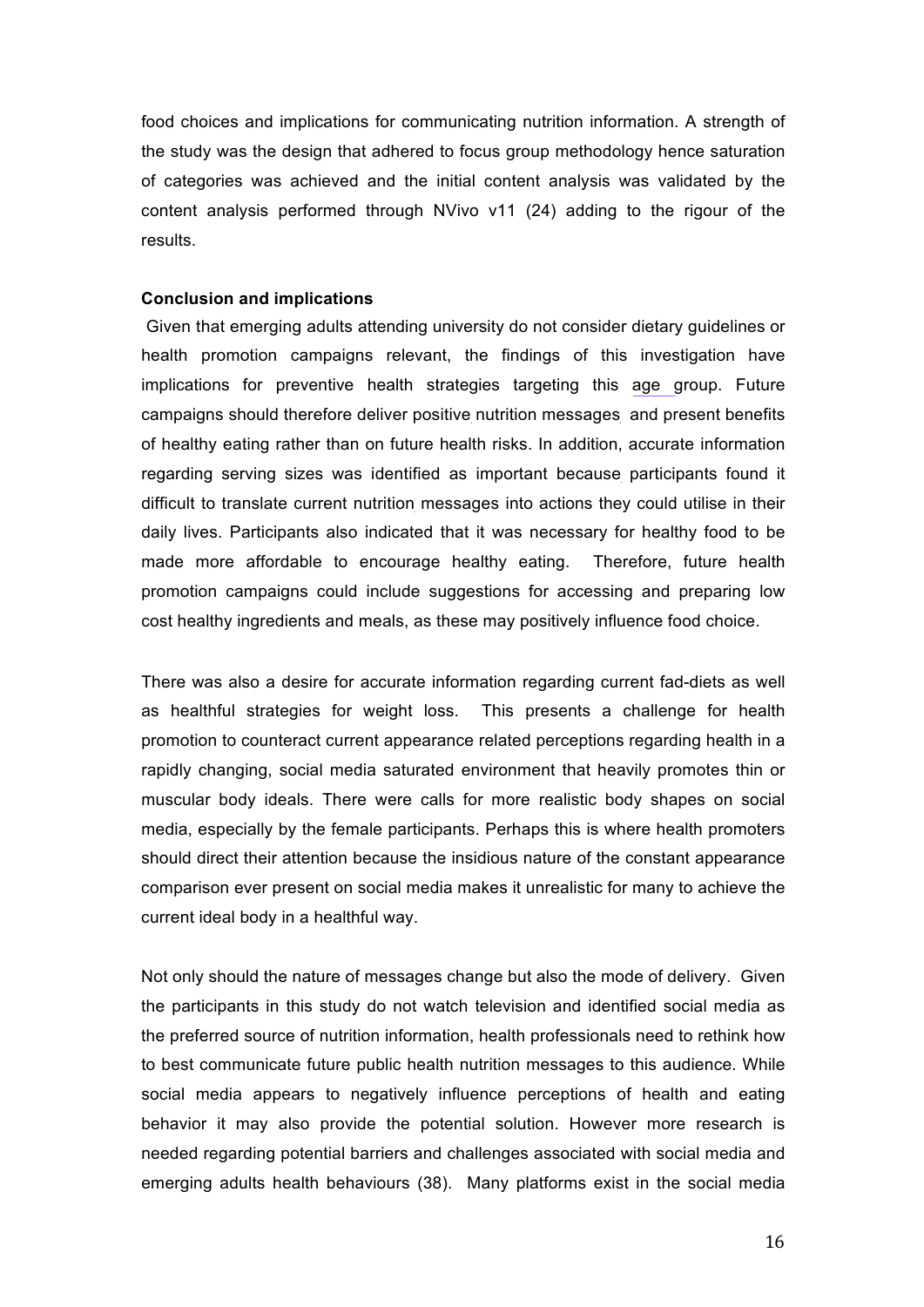food choices and implications for communicating nutrition information. A strength of the study was the design that adhered to focus group methodology hence saturation of categories was achieved and the initial content analysis was validated by the content analysis performed through NVivo v11 (24) adding to the rigour of the results.

**Conclusion and implications**

Given that emerging adults attending university do not consider dietary guidelines or health promotion campaigns relevant, the findings of this investigation have implications for preventive health strategies targeting this age group. Future campaigns should therefore deliver positive nutrition messages and present benefits of healthy eating rather than on future health risks. In addition, accurate information regarding serving sizes was identified as important because participants found it difficult to translate current nutrition messages into actions they could utilise in their daily lives. Participants also indicated that it was necessary for healthy food to be made more affordable to encourage healthy eating. Therefore, future health promotion campaigns could include suggestions for accessing and preparing low cost healthy ingredients and meals, as these may positively influence food choice.

There was also a desire for accurate information regarding current fad-diets as well as healthful strategies for weight loss. This presents a challenge for health promotion to counteract current appearance related perceptions regarding health in a rapidly changing, social media saturated environment that heavily promotes thin or muscular body ideals. There were calls for more realistic body shapes on social media, especially by the female participants. Perhaps this is where health promoters should direct their attention because the insidious nature of the constant appearance comparison ever present on social media makes it unrealistic for many to achieve the current ideal body in a healthful way.

Not only should the nature of messages change but also the mode of delivery. Given the participants in this study do not watch television and identified social media as the preferred source of nutrition information, health professionals need to rethink how to best communicate future public health nutrition messages to this audience. While social media appears to negatively influence perceptions of health and eating behavior it may also provide the potential solution. However more research is needed regarding potential barriers and challenges associated with social media and emerging adults health behaviours (38). Many platforms exist in the social media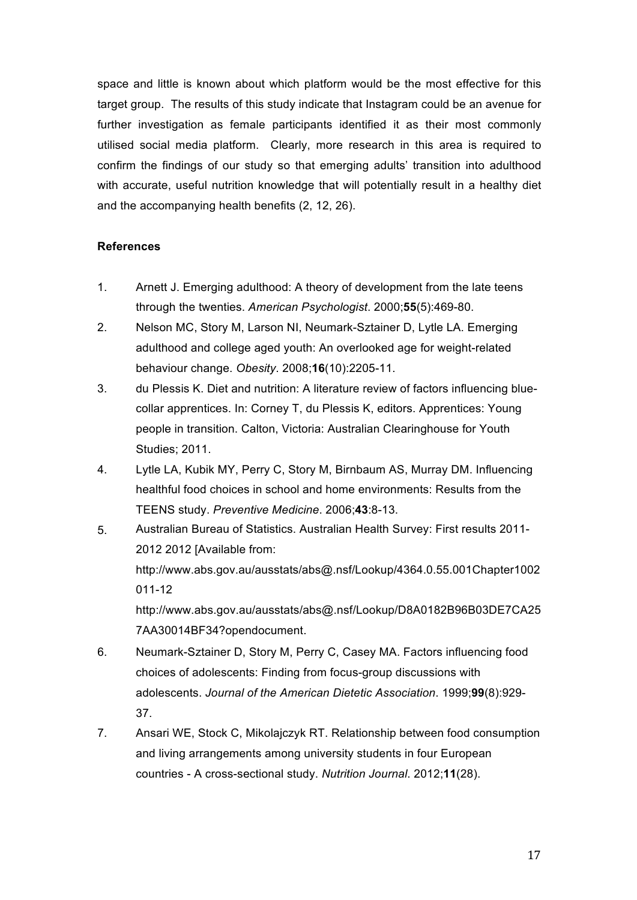space and little is known about which platform would be the most effective for this target group. The results of this study indicate that Instagram could be an avenue for further investigation as female participants identified it as their most commonly utilised social media platform. Clearly, more research in this area is required to confirm the findings of our study so that emerging adults' transition into adulthood with accurate, useful nutrition knowledge that will potentially result in a healthy diet and the accompanying health benefits (2, 12, 26).

**References**

1. Arnett J. Emerging adulthood: A theory of development from the late teens through the twenties. *American Psychologist*. 2000;**55**(5):469-80.
2. Nelson MC, Story M, Larson NI, Neumark-Sztainer D, Lytle LA. Emerging adulthood and college aged youth: An overlooked age for weight-related behaviour change. *Obesity*. 2008;**16**(10):2205-11.
3. du Plessis K. Diet and nutrition: A literature review of factors influencing blue-collar apprentices. In: Corney T, du Plessis K, editors. Apprentices: Young people in transition. Calton, Victoria: Australian Clearinghouse for Youth Studies; 2011.
4. Lytle LA, Kubik MY, Perry C, Story M, Birnbaum AS, Murray DM. Influencing healthful food choices in school and home environments: Results from the TEENS study. *Preventive Medicine*. 2006;**43**:8-13.
5. Australian Bureau of Statistics. Australian Health Survey: First results 2011-2012 2012 [Available from: http://www.abs.gov.au/ausstats/abs@.nsf/Lookup/4364.0.55.001Chapter1002011-12 http://www.abs.gov.au/ausstats/abs@.nsf/Lookup/D8A0182B96B03DE7CA257AA30014BF34?opendocument.
6. Neumark-Sztainer D, Story M, Perry C, Casey MA. Factors influencing food choices of adolescents: Finding from focus-group discussions with adolescents. *Journal of the American Dietetic Association*. 1999;**99**(8):929-37.
7. Ansari WE, Stock C, Mikolajczyk RT. Relationship between food consumption and living arrangements among university students in four European countries - A cross-sectional study. *Nutrition Journal*. 2012;**11**(28).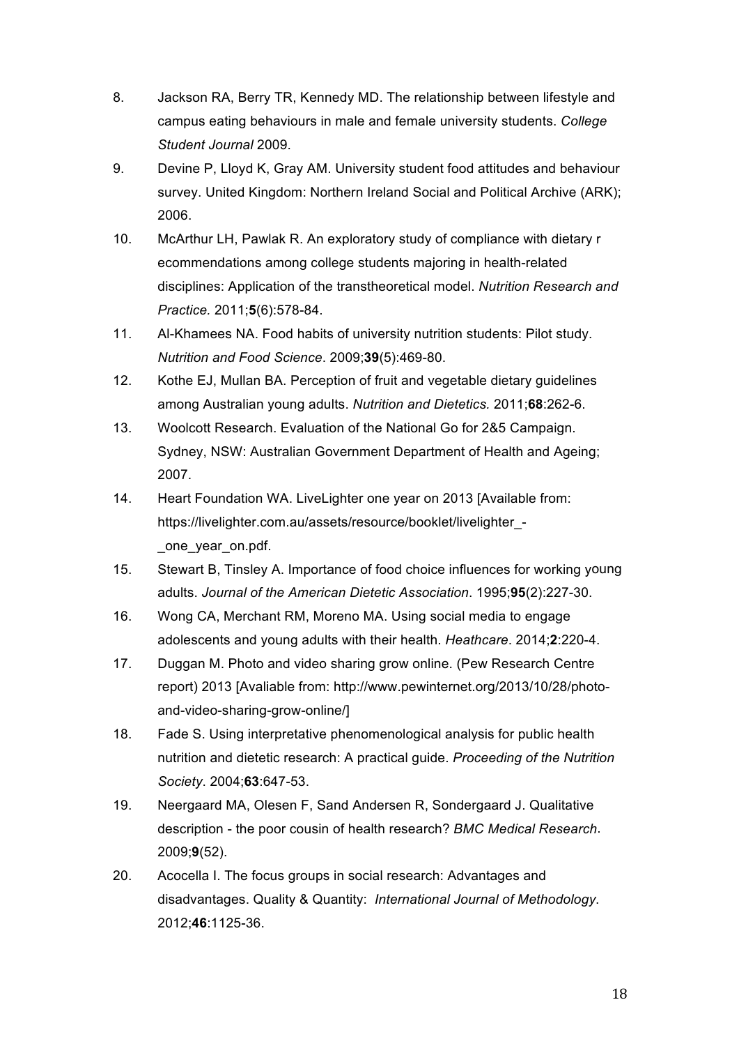8. Jackson RA, Berry TR, Kennedy MD. The relationship between lifestyle and campus eating behaviours in male and female university students. *College Student Journal* 2009.
9. Devine P, Lloyd K, Gray AM. University student food attitudes and behaviour survey. United Kingdom: Northern Ireland Social and Political Archive (ARK); 2006.
10. McArthur LH, Pawlak R. An exploratory study of compliance with dietary r ecommendations among college students majoring in health-related disciplines: Application of the transtheoretical model. *Nutrition Research and Practice.* 2011;**5**(6):578-84.
11. Al-Khamees NA. Food habits of university nutrition students: Pilot study. *Nutrition and Food Science*. 2009;**39**(5):469-80.
12. Kothe EJ, Mullan BA. Perception of fruit and vegetable dietary guidelines among Australian young adults. *Nutrition and Dietetics.* 2011;**68**:262-6.
13. Woolcott Research. Evaluation of the National Go for 2&5 Campaign. Sydney, NSW: Australian Government Department of Health and Ageing; 2007.
14. Heart Foundation WA. LiveLighter one year on 2013 [Available from: https://livelighter.com.au/assets/resource/booklet/livelighter_-_one_year_on.pdf.
15. Stewart B, Tinsley A. Importance of food choice influences for working young adults. *Journal of the American Dietetic Association*. 1995;**95**(2):227-30.
16. Wong CA, Merchant RM, Moreno MA. Using social media to engage adolescents and young adults with their health. *Heathcare*. 2014;**2**:220-4.
17. Duggan M. Photo and video sharing grow online. (Pew Research Centre report) 2013 [Avaliable from: http://www.pewinternet.org/2013/10/28/photo-and-video-sharing-grow-online/]
18. Fade S. Using interpretative phenomenological analysis for public health nutrition and dietetic research: A practical guide. *Proceeding of the Nutrition Society*. 2004;**63**:647-53.
19. Neergaard MA, Olesen F, Sand Andersen R, Sondergaard J. Qualitative description - the poor cousin of health research? *BMC Medical Research*. 2009;**9**(52).
20. Acocella I. The focus groups in social research: Advantages and disadvantages. Quality & Quantity: *International Journal of Methodology*. 2012;**46**:1125-36.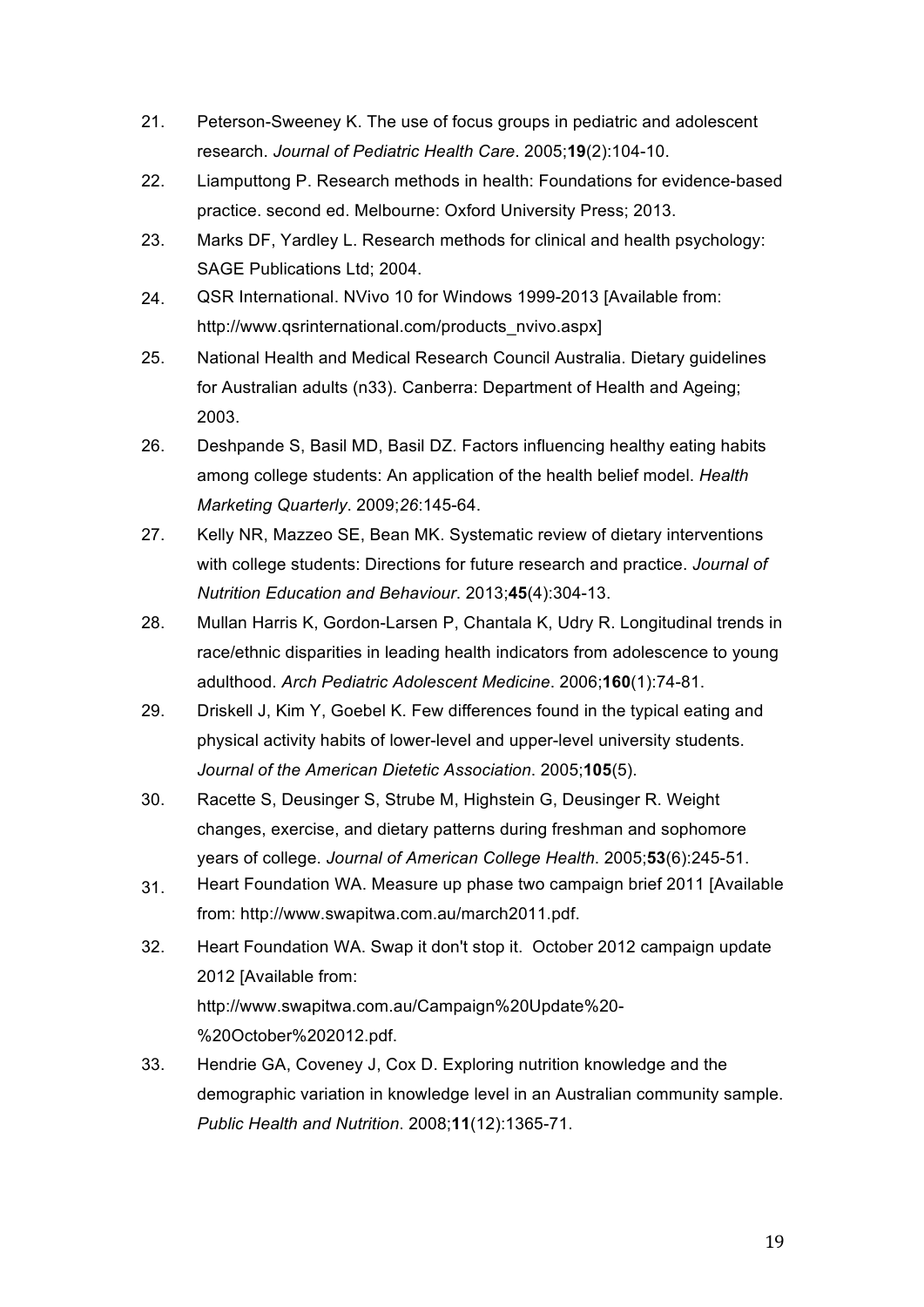21. Peterson-Sweeney K. The use of focus groups in pediatric and adolescent research. *Journal of Pediatric Health Care*. 2005;**19**(2):104-10.
22. Liamputtong P. Research methods in health: Foundations for evidence-based practice. second ed. Melbourne: Oxford University Press; 2013.
23. Marks DF, Yardley L. Research methods for clinical and health psychology: SAGE Publications Ltd; 2004.
24. QSR International. NVivo 10 for Windows 1999-2013 [Available from: http://www.qsrinternational.com/products_nvivo.aspx]
25. National Health and Medical Research Council Australia. Dietary guidelines for Australian adults (n33). Canberra: Department of Health and Ageing; 2003.
26. Deshpande S, Basil MD, Basil DZ. Factors influencing healthy eating habits among college students: An application of the health belief model. *Health Marketing Quarterly*. 2009;*26*:145-64.
27. Kelly NR, Mazzeo SE, Bean MK. Systematic review of dietary interventions with college students: Directions for future research and practice. *Journal of Nutrition Education and Behaviour*. 2013;**45**(4):304-13.
28. Mullan Harris K, Gordon-Larsen P, Chantala K, Udry R. Longitudinal trends in race/ethnic disparities in leading health indicators from adolescence to young adulthood. *Arch Pediatric Adolescent Medicine*. 2006;**160**(1):74-81.
29. Driskell J, Kim Y, Goebel K. Few differences found in the typical eating and physical activity habits of lower-level and upper-level university students. *Journal of the American Dietetic Association*. 2005;**105**(5).
30. Racette S, Deusinger S, Strube M, Highstein G, Deusinger R. Weight changes, exercise, and dietary patterns during freshman and sophomore years of college. *Journal of American College Health*. 2005;**53**(6):245-51.
31. Heart Foundation WA. Measure up phase two campaign brief 2011 [Available from: http://www.swapitwa.com.au/march2011.pdf.
32. Heart Foundation WA. Swap it don't stop it. October 2012 campaign update 2012 [Available from: http://www.swapitwa.com.au/Campaign%20Update%20-%20October%202012.pdf.
33. Hendrie GA, Coveney J, Cox D. Exploring nutrition knowledge and the demographic variation in knowledge level in an Australian community sample. *Public Health and Nutrition*. 2008;**11**(12):1365-71.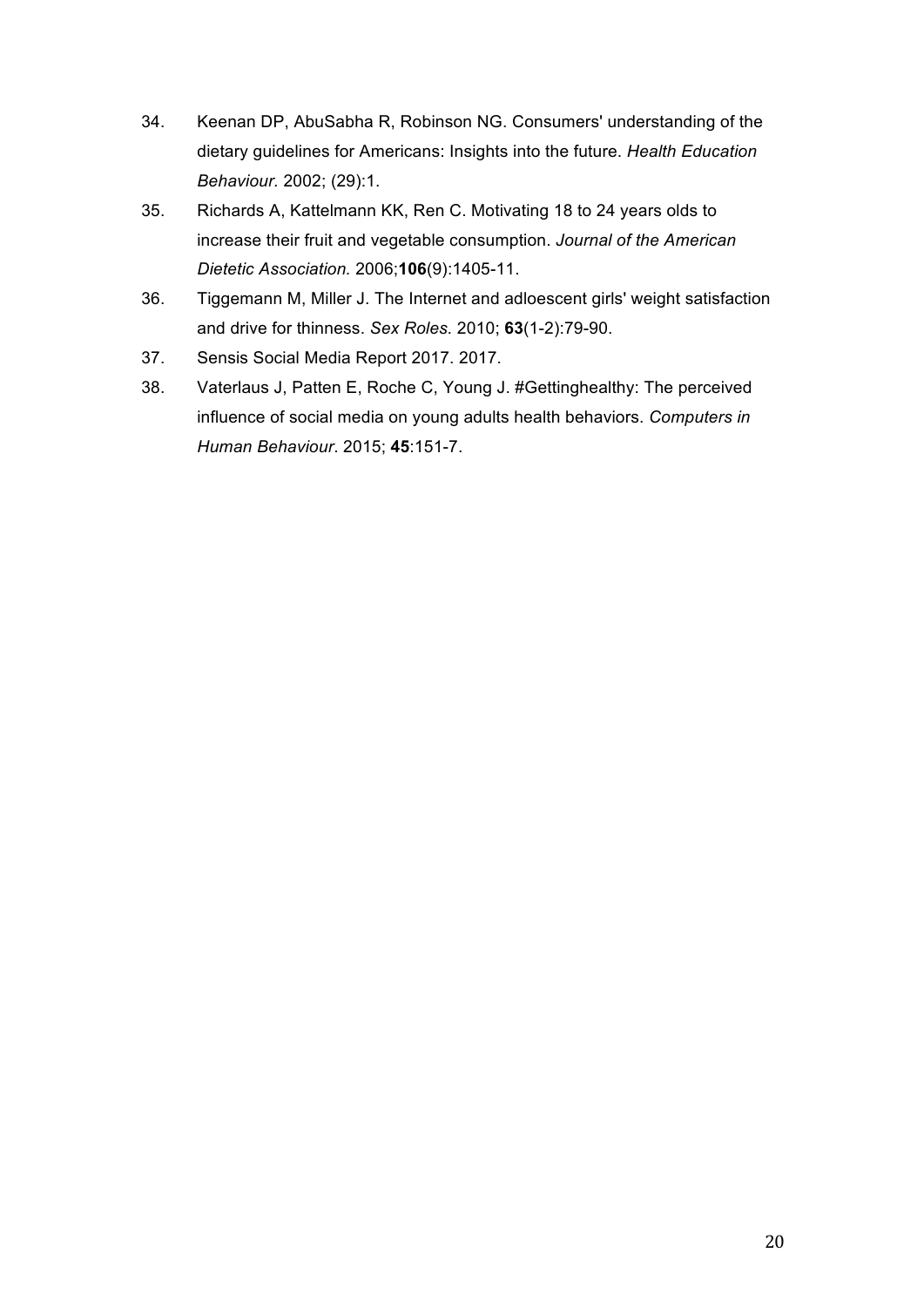34. Keenan DP, AbuSabha R, Robinson NG. Consumers' understanding of the dietary guidelines for Americans: Insights into the future. *Health Education Behaviour.* 2002; (29):1.
35. Richards A, Kattelmann KK, Ren C. Motivating 18 to 24 years olds to increase their fruit and vegetable consumption. *Journal of the American Dietetic Association.* 2006;**106**(9):1405-11.
36. Tiggemann M, Miller J. The Internet and adloescent girls' weight satisfaction and drive for thinness. *Sex Roles.* 2010; **63**(1-2):79-90.
37. Sensis Social Media Report 2017. 2017.
38. Vaterlaus J, Patten E, Roche C, Young J. #Gettinghealthy: The perceived influence of social media on young adults health behaviors. *Computers in Human Behaviour.* 2015; **45**:151-7.